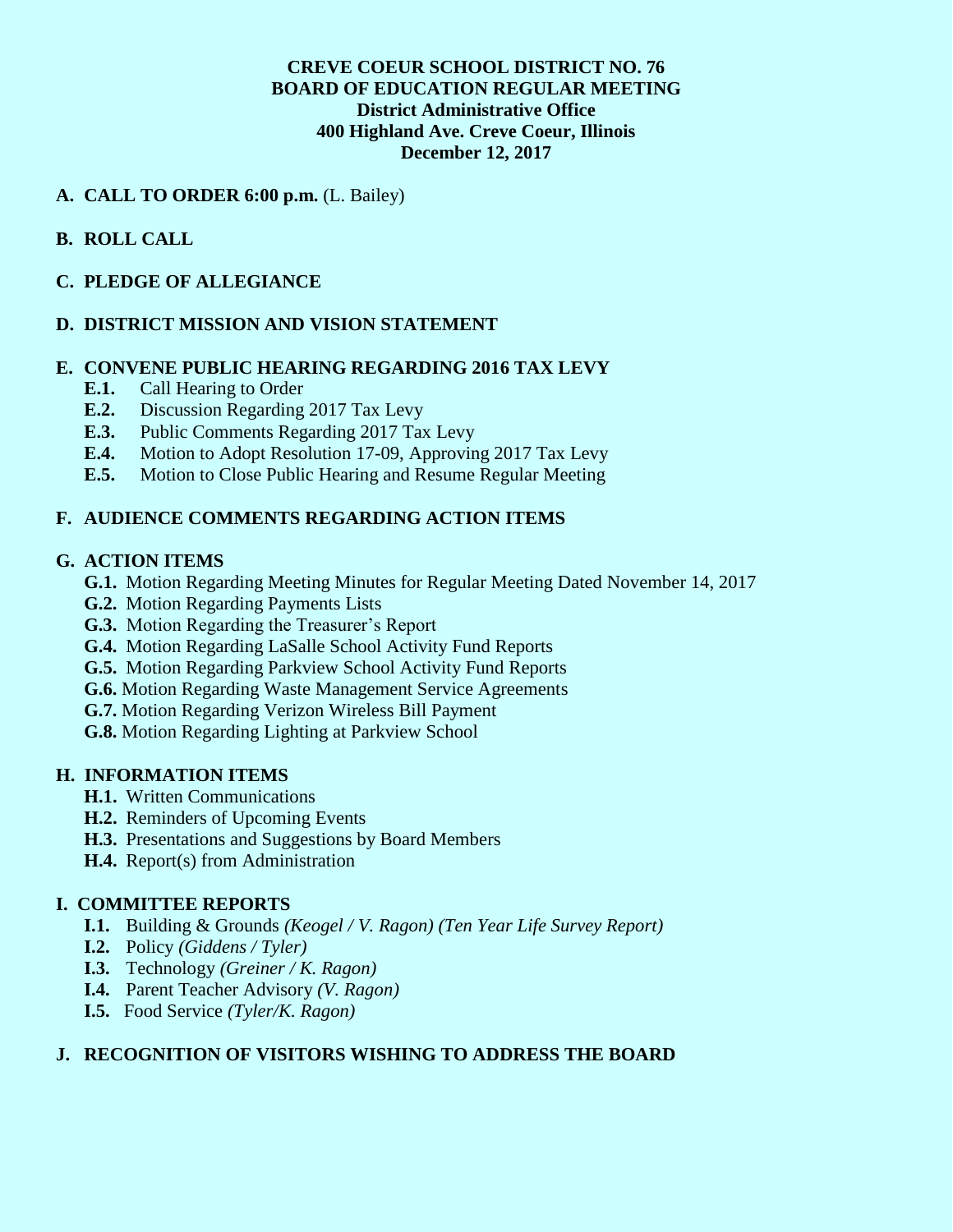**CREVE COEUR SCHOOL DISTRICT NO. 76**
**BOARD OF EDUCATION REGULAR MEETING**
**District Administrative Office**
**400 Highland Ave. Creve Coeur, Illinois**
**December 12, 2017**

**A. CALL TO ORDER 6:00 p.m.** (L. Bailey)

**B. ROLL CALL**

**C. PLEDGE OF ALLEGIANCE**

**D. DISTRICT MISSION AND VISION STATEMENT**

**E. CONVENE PUBLIC HEARING REGARDING 2016 TAX LEVY**

- **E.1.** Call Hearing to Order
- **E.2.** Discussion Regarding 2017 Tax Levy
- **E.3.** Public Comments Regarding 2017 Tax Levy
- **E.4.** Motion to Adopt Resolution 17-09, Approving 2017 Tax Levy
- **E.5.** Motion to Close Public Hearing and Resume Regular Meeting

**F. AUDIENCE COMMENTS REGARDING ACTION ITEMS**

**G. ACTION ITEMS**

- **G.1.** Motion Regarding Meeting Minutes for Regular Meeting Dated November 14, 2017
- **G.2.** Motion Regarding Payments Lists
- **G.3.** Motion Regarding the Treasurer's Report
- **G.4.** Motion Regarding LaSalle School Activity Fund Reports
- **G.5.** Motion Regarding Parkview School Activity Fund Reports
- **G.6.** Motion Regarding Waste Management Service Agreements
- **G.7.** Motion Regarding Verizon Wireless Bill Payment
- **G.8.** Motion Regarding Lighting at Parkview School

**H. INFORMATION ITEMS**

- **H.1.** Written Communications
- **H.2.** Reminders of Upcoming Events
- **H.3.** Presentations and Suggestions by Board Members
- **H.4.** Report(s) from Administration

**I. COMMITTEE REPORTS**

- **I.1.** Building & Grounds *(Keogel / V. Ragon) (Ten Year Life Survey Report)*
- **I.2.** Policy *(Giddens / Tyler)*
- **I.3.** Technology *(Greiner / K. Ragon)*
- **I.4.** Parent Teacher Advisory *(V. Ragon)*
- **I.5.** Food Service *(Tyler/K. Ragon)*

**J. RECOGNITION OF VISITORS WISHING TO ADDRESS THE BOARD**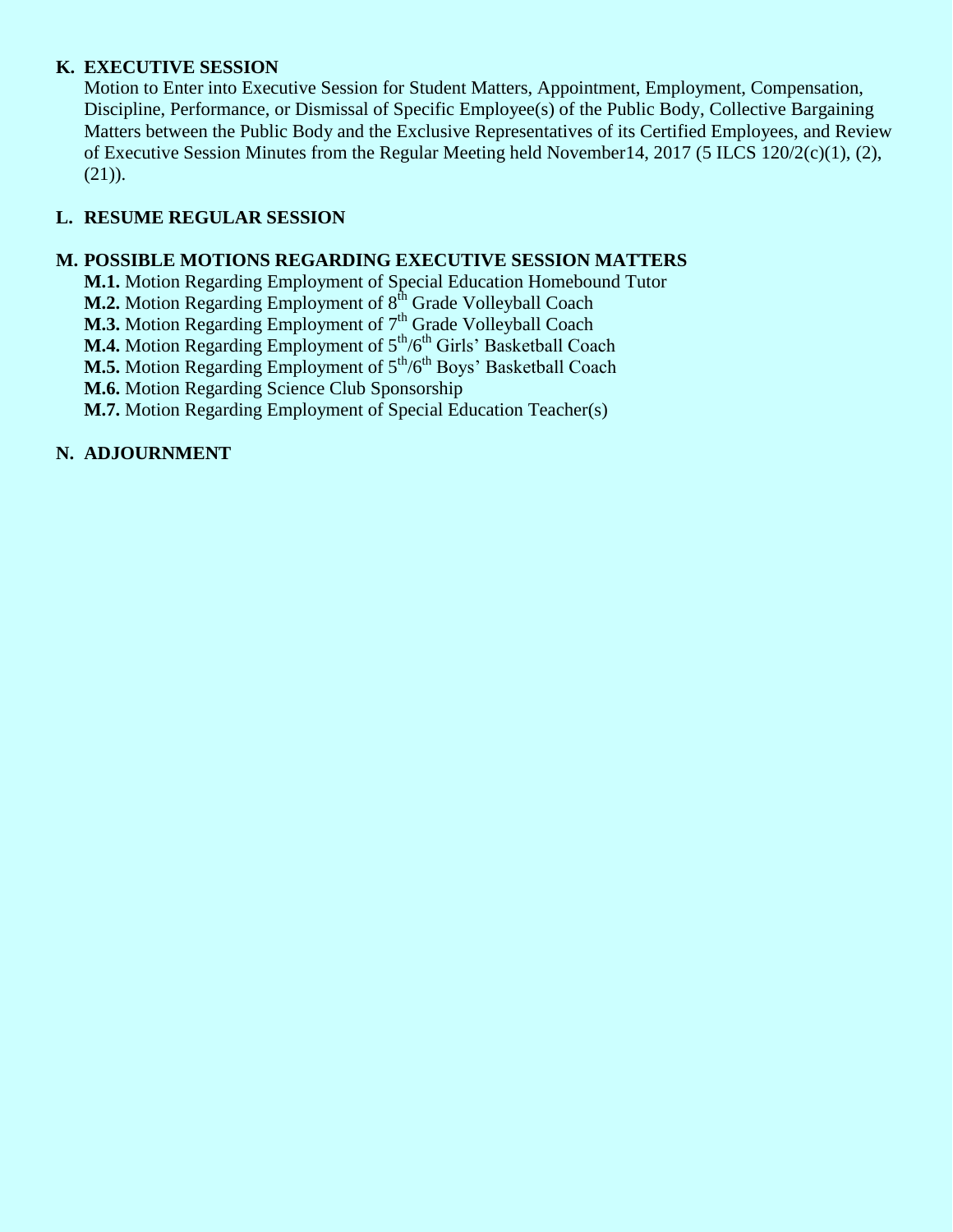**K. EXECUTIVE SESSION**

Motion to Enter into Executive Session for Student Matters, Appointment, Employment, Compensation, Discipline, Performance, or Dismissal of Specific Employee(s) of the Public Body, Collective Bargaining Matters between the Public Body and the Exclusive Representatives of its Certified Employees, and Review of Executive Session Minutes from the Regular Meeting held November14, 2017 (5 ILCS 120/2(c)(1), (2), (21)).

**L. RESUME REGULAR SESSION**

**M. POSSIBLE MOTIONS REGARDING EXECUTIVE SESSION MATTERS**

**M.1.** Motion Regarding Employment of Special Education Homebound Tutor
**M.2.** Motion Regarding Employment of 8th Grade Volleyball Coach
**M.3.** Motion Regarding Employment of 7th Grade Volleyball Coach
**M.4.** Motion Regarding Employment of 5th/6th Girls' Basketball Coach
**M.5.** Motion Regarding Employment of 5th/6th Boys' Basketball Coach
**M.6.** Motion Regarding Science Club Sponsorship
**M.7.** Motion Regarding Employment of Special Education Teacher(s)

**N. ADJOURNMENT**